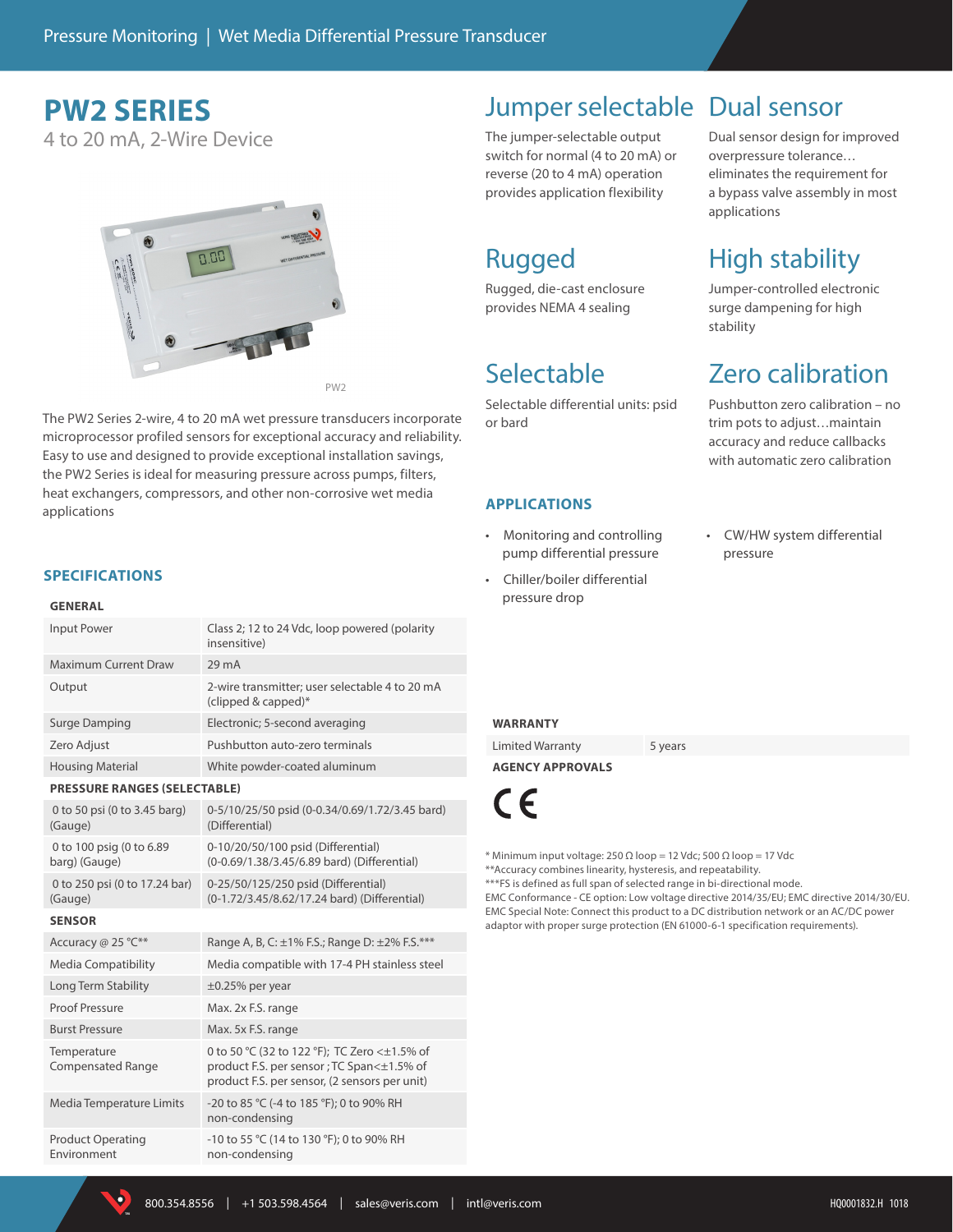# PW2 SERIES

4 to 20 mA, 2-Wire Device

PW2

The PW2 Series 2-wire, 4 to 20 mA wet pressure transducers incorporate microprocessor profiled sensors for exceptional accuracy and reliability. Easy to use and designed to provide exceptional installation savings, the PW2 Series is ideal for measuring pressure across pumps, filters, heat exchangers, compressors, and other non-corrosive wet media applications

## Jumper selectable

The jumper-selectable output switch for normal (4 to 20 mA) or reverse (20 to 4 mA) operation provides application flexibility

## Dual sensor

Dual sensor design for improved overpressure tolerance… eliminates the requirement for a bypass valve assembly in most applications

## Rugged

Rugged, die-cast enclosure provides NEMA 4 sealing

## High stability

Jumper-controlled electronic surge dampening for high stability

## Selectable

Selectable differential units: psid or bard

## Zero calibration

Pushbutton zero calibration – no trim pots to adjust…maintain accuracy and reduce callbacks with automatic zero calibration

## APPLICATIONS

- Monitoring and controlling pump differential pressure
- Chiller/boiler differential pressure drop
- CW/HW system differential pressure

## SPECIFICATIONS

| | |
|---|---|
| **GENERAL** | |
| Input Power | Class 2; 12 to 24 Vdc, loop powered (polarity insensitive) |
| Maximum Current Draw | 29 mA |
| Output | 2-wire transmitter; user selectable 4 to 20 mA (clipped & capped)* |
| Surge Damping | Electronic; 5-second averaging |
| Zero Adjust | Pushbutton auto-zero terminals |
| Housing Material | White powder-coated aluminum |
| **PRESSURE RANGES (SELECTABLE)** | |
| 0 to 50 psi (0 to 3.45 barg) (Gauge) | 0-5/10/25/50 psid (0-0.34/0.69/1.72/3.45 bard) (Differential) |
| 0 to 100 psig (0 to 6.89 barg) (Gauge) | 0-10/20/50/100 psid (Differential) (0-0.69/1.38/3.45/6.89 bard) (Differential) |
| 0 to 250 psi (0 to 17.24 bar) (Gauge) | 0-25/50/125/250 psid (Differential) (0-1.72/3.45/8.62/17.24 bard) (Differential) |
| **SENSOR** | |
| Accuracy @ 25 °C** | Range A, B, C: ±1% F.S.; Range D: ±2% F.S.*** |
| Media Compatibility | Media compatible with 17-4 PH stainless steel |
| Long Term Stability | ±0.25% per year |
| Proof Pressure | Max. 2x F.S. range |
| Burst Pressure | Max. 5x F.S. range |
| Temperature Compensated Range | 0 to 50 °C (32 to 122 °F); TC Zero <±1.5% of product F.S. per sensor ; TC Span<±1.5% of product F.S. per sensor, (2 sensors per unit) |
| Media Temperature Limits | -20 to 85 °C (-4 to 185 °F); 0 to 90% RH non-condensing |
| Product Operating Environment | -10 to 55 °C (14 to 130 °F); 0 to 90% RH non-condensing |

| | |
|---|---|
| **WARRANTY** | |
| Limited Warranty | 5 years |
| **AGENCY APPROVALS** | |
| CE | |

\* Minimum input voltage: 250 Ω loop = 12 Vdc; 500 Ω loop = 17 Vdc

\*\*Accuracy combines linearity, hysteresis, and repeatability.

\*\*\*FS is defined as full span of selected range in bi-directional mode.

EMC Conformance - CE option: Low voltage directive 2014/35/EU; EMC directive 2014/30/EU.

EMC Special Note: Connect this product to a DC distribution network or an AC/DC power adaptor with proper surge protection (EN 61000-6-1 specification requirements).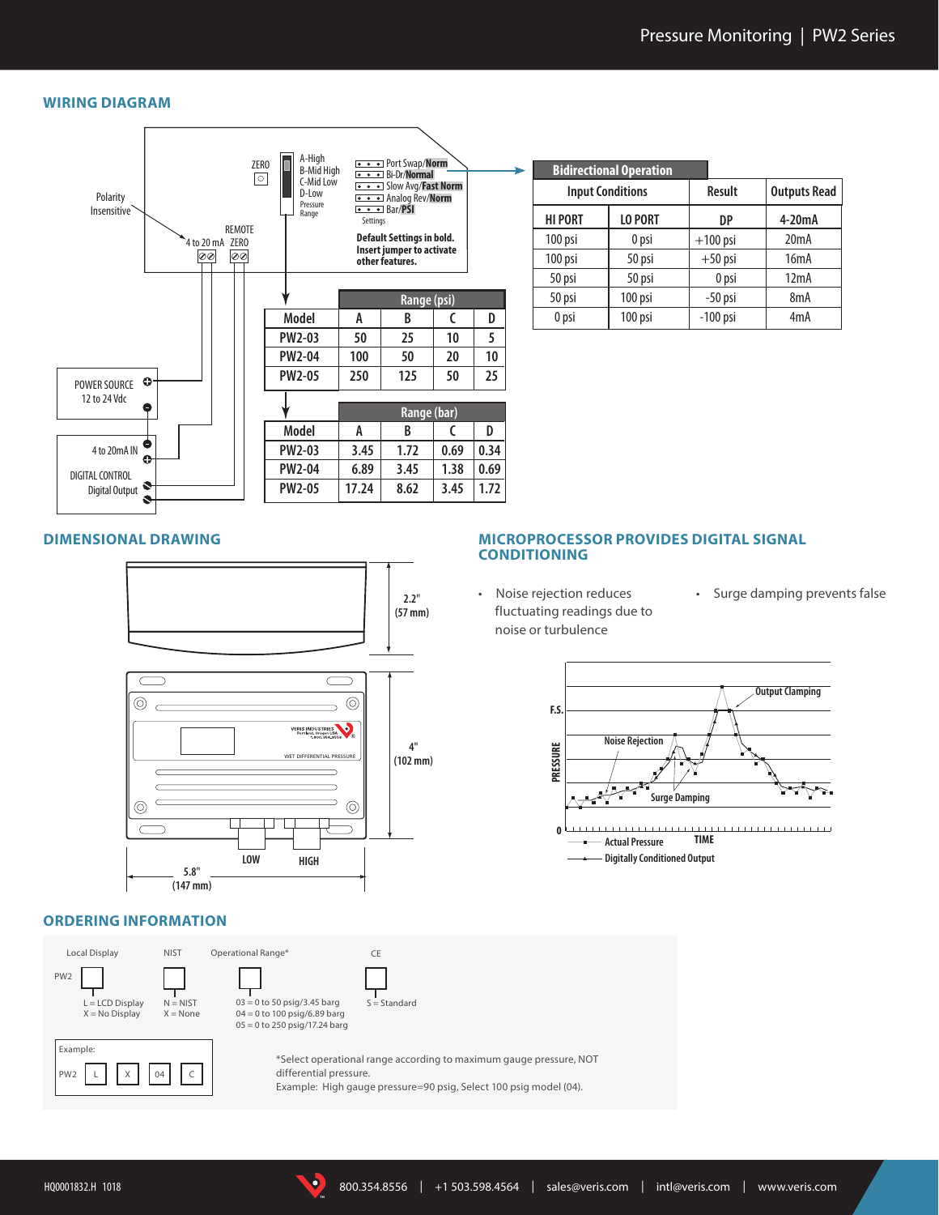## WIRING DIAGRAM

ZERO

A-High
B-Mid High
C-Mid Low
D-Low
Pressure Range

Port Swap/**Norm**
Bi-Dr/**Normal**
Slow Avg/**Fast Norm**
Analog Rev/**Norm**
Bar/**PSI**
Settings

Polarity Insensitive

REMOTE
4 to 20 mA ZERO

**Default Settings in bold. Insert jumper to activate other features.**

POWER SOURCE 12 to 24 Vdc

4 to 20mA IN

DIGITAL CONTROL Digital Output

| Model | Range (psi) A | B | C | D |
|---|---|---|---|---|
| PW2-03 | 50 | 25 | 10 | 5 |
| PW2-04 | 100 | 50 | 20 | 10 |
| PW2-05 | 250 | 125 | 50 | 25 |

| Model | Range (bar) A | B | C | D |
|---|---|---|---|---|
| PW2-03 | 3.45 | 1.72 | 0.69 | 0.34 |
| PW2-04 | 6.89 | 3.45 | 1.38 | 0.69 |
| PW2-05 | 17.24 | 8.62 | 3.45 | 1.72 |

**Bidirectional Operation**

| Input Conditions | | Result | Outputs Read |
|---|---|---|---|
| HI PORT | LO PORT | DP | 4-20mA |
| 100 psi | 0 psi | +100 psi | 20mA |
| 100 psi | 50 psi | +50 psi | 16mA |
| 50 psi | 50 psi | 0 psi | 12mA |
| 50 psi | 100 psi | -50 psi | 8mA |
| 0 psi | 100 psi | -100 psi | 4mA |

## DIMENSIONAL DRAWING

2.2" (57 mm)

4" (102 mm)

5.8" (147 mm)

LOW HIGH

VERIS INDUSTRIES Portland, Oregon USA

WET DIFFERENTIAL PRESSURE

## MICROPROCESSOR PROVIDES DIGITAL SIGNAL CONDITIONING

- Noise rejection reduces fluctuating readings due to noise or turbulence
- Surge damping prevents false

F.S.

PRESSURE

0

TIME

Output Clamping

Noise Rejection

Surge Damping

Actual Pressure

Digitally Conditioned Output

## ORDERING INFORMATION

PW2 [Local Display] [NIST] [Operational Range*] [CE]

Local Display: L = LCD Display, X = No Display

NIST: N = NIST, X = None

Operational Range*: 03 = 0 to 50 psig/3.45 barg, 04 = 0 to 100 psig/6.89 barg, 05 = 0 to 250 psig/17.24 barg

CE: S = Standard

Example: PW2 L X 04 C

*Select operational range according to maximum gauge pressure, NOT differential pressure.
Example: High gauge pressure=90 psig, Select 100 psig model (04).

HQ0001832.H 1018

800.354.8556 | +1 503.598.4564 | sales@veris.com | intl@veris.com | www.veris.com